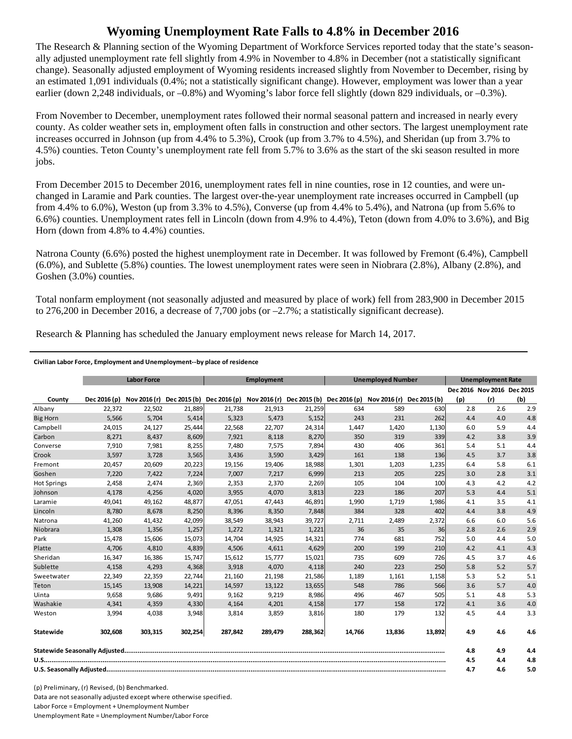# Wyoming Unemployment Rate Falls to 4.8% in December 2016

The Research & Planning section of the Wyoming Department of Workforce Services reported today that the state's seasonally adjusted unemployment rate fell slightly from 4.9% in November to 4.8% in December (not a statistically significant change). Seasonally adjusted employment of Wyoming residents increased slightly from November to December, rising by an estimated 1,091 individuals (0.4%; not a statistically significant change). However, employment was lower than a year earlier (down 2,248 individuals, or –0.8%) and Wyoming's labor force fell slightly (down 829 individuals, or –0.3%).

From November to December, unemployment rates followed their normal seasonal pattern and increased in nearly every county. As colder weather sets in, employment often falls in construction and other sectors. The largest unemployment rate increases occurred in Johnson (up from 4.4% to 5.3%), Crook (up from 3.7% to 4.5%), and Sheridan (up from 3.7% to 4.5%) counties. Teton County's unemployment rate fell from 5.7% to 3.6% as the start of the ski season resulted in more jobs.

From December 2015 to December 2016, unemployment rates fell in nine counties, rose in 12 counties, and were unchanged in Laramie and Park counties. The largest over-the-year unemployment rate increases occurred in Campbell (up from 4.4% to 6.0%), Weston (up from 3.3% to 4.5%), Converse (up from 4.4% to 5.4%), and Natrona (up from 5.6% to 6.6%) counties. Unemployment rates fell in Lincoln (down from 4.9% to 4.4%), Teton (down from 4.0% to 3.6%), and Big Horn (down from 4.8% to 4.4%) counties.

Natrona County (6.6%) posted the highest unemployment rate in December. It was followed by Fremont (6.4%), Campbell (6.0%), and Sublette (5.8%) counties. The lowest unemployment rates were seen in Niobrara (2.8%), Albany (2.8%), and Goshen (3.0%) counties.

Total nonfarm employment (not seasonally adjusted and measured by place of work) fell from 283,900 in December 2015 to 276,200 in December 2016, a decrease of 7,700 jobs (or –2.7%; a statistically significant decrease).

Research & Planning has scheduled the January employment news release for March 14, 2017.

**Civilian Labor Force, Employment and Unemployment--by place of residence**

| | Labor Force | | | Employment | | | Unemployed Number | | | Unemployment Rate | | |
|---|---|---|---|---|---|---|---|---|---|---|---|---|
| County | Dec 2016 (p) | Nov 2016 (r) | Dec 2015 (b) | Dec 2016 (p) | Nov 2016 (r) | Dec 2015 (b) | Dec 2016 (p) | Nov 2016 (r) | Dec 2015 (b) | Dec 2016 (p) | Nov 2016 (r) | Dec 2015 (b) |
| Albany | 22,372 | 22,502 | 21,889 | 21,738 | 21,913 | 21,259 | 634 | 589 | 630 | 2.8 | 2.6 | 2.9 |
| Big Horn | 5,566 | 5,704 | 5,414 | 5,323 | 5,473 | 5,152 | 243 | 231 | 262 | 4.4 | 4.0 | 4.8 |
| Campbell | 24,015 | 24,127 | 25,444 | 22,568 | 22,707 | 24,314 | 1,447 | 1,420 | 1,130 | 6.0 | 5.9 | 4.4 |
| Carbon | 8,271 | 8,437 | 8,609 | 7,921 | 8,118 | 8,270 | 350 | 319 | 339 | 4.2 | 3.8 | 3.9 |
| Converse | 7,910 | 7,981 | 8,255 | 7,480 | 7,575 | 7,894 | 430 | 406 | 361 | 5.4 | 5.1 | 4.4 |
| Crook | 3,597 | 3,728 | 3,565 | 3,436 | 3,590 | 3,429 | 161 | 138 | 136 | 4.5 | 3.7 | 3.8 |
| Fremont | 20,457 | 20,609 | 20,223 | 19,156 | 19,406 | 18,988 | 1,301 | 1,203 | 1,235 | 6.4 | 5.8 | 6.1 |
| Goshen | 7,220 | 7,422 | 7,224 | 7,007 | 7,217 | 6,999 | 213 | 205 | 225 | 3.0 | 2.8 | 3.1 |
| Hot Springs | 2,458 | 2,474 | 2,369 | 2,353 | 2,370 | 2,269 | 105 | 104 | 100 | 4.3 | 4.2 | 4.2 |
| Johnson | 4,178 | 4,256 | 4,020 | 3,955 | 4,070 | 3,813 | 223 | 186 | 207 | 5.3 | 4.4 | 5.1 |
| Laramie | 49,041 | 49,162 | 48,877 | 47,051 | 47,443 | 46,891 | 1,990 | 1,719 | 1,986 | 4.1 | 3.5 | 4.1 |
| Lincoln | 8,780 | 8,678 | 8,250 | 8,396 | 8,350 | 7,848 | 384 | 328 | 402 | 4.4 | 3.8 | 4.9 |
| Natrona | 41,260 | 41,432 | 42,099 | 38,549 | 38,943 | 39,727 | 2,711 | 2,489 | 2,372 | 6.6 | 6.0 | 5.6 |
| Niobrara | 1,308 | 1,356 | 1,257 | 1,272 | 1,321 | 1,221 | 36 | 35 | 36 | 2.8 | 2.6 | 2.9 |
| Park | 15,478 | 15,606 | 15,073 | 14,704 | 14,925 | 14,321 | 774 | 681 | 752 | 5.0 | 4.4 | 5.0 |
| Platte | 4,706 | 4,810 | 4,839 | 4,506 | 4,611 | 4,629 | 200 | 199 | 210 | 4.2 | 4.1 | 4.3 |
| Sheridan | 16,347 | 16,386 | 15,747 | 15,612 | 15,777 | 15,021 | 735 | 609 | 726 | 4.5 | 3.7 | 4.6 |
| Sublette | 4,158 | 4,293 | 4,368 | 3,918 | 4,070 | 4,118 | 240 | 223 | 250 | 5.8 | 5.2 | 5.7 |
| Sweetwater | 22,349 | 22,359 | 22,744 | 21,160 | 21,198 | 21,586 | 1,189 | 1,161 | 1,158 | 5.3 | 5.2 | 5.1 |
| Teton | 15,145 | 13,908 | 14,221 | 14,597 | 13,122 | 13,655 | 548 | 786 | 566 | 3.6 | 5.7 | 4.0 |
| Uinta | 9,658 | 9,686 | 9,491 | 9,162 | 9,219 | 8,986 | 496 | 467 | 505 | 5.1 | 4.8 | 5.3 |
| Washakie | 4,341 | 4,359 | 4,330 | 4,164 | 4,201 | 4,158 | 177 | 158 | 172 | 4.1 | 3.6 | 4.0 |
| Weston | 3,994 | 4,038 | 3,948 | 3,814 | 3,859 | 3,816 | 180 | 179 | 132 | 4.5 | 4.4 | 3.3 |
| **Statewide** | **302,608** | **303,315** | **302,254** | **287,842** | **289,479** | **288,362** | **14,766** | **13,836** | **13,892** | **4.9** | **4.6** | **4.6** |
| **Statewide Seasonally Adjusted** | | | | | | | | | | **4.8** | **4.9** | **4.4** |
| **U.S.** | | | | | | | | | | **4.5** | **4.4** | **4.8** |
| **U.S. Seasonally Adjusted** | | | | | | | | | | **4.7** | **4.6** | **5.0** |

(p) Preliminary, (r) Revised, (b) Benchmarked.

Data are not seasonally adjusted except where otherwise specified.

Labor Force = Employment + Unemployment Number

Unemployment Rate = Unemployment Number/Labor Force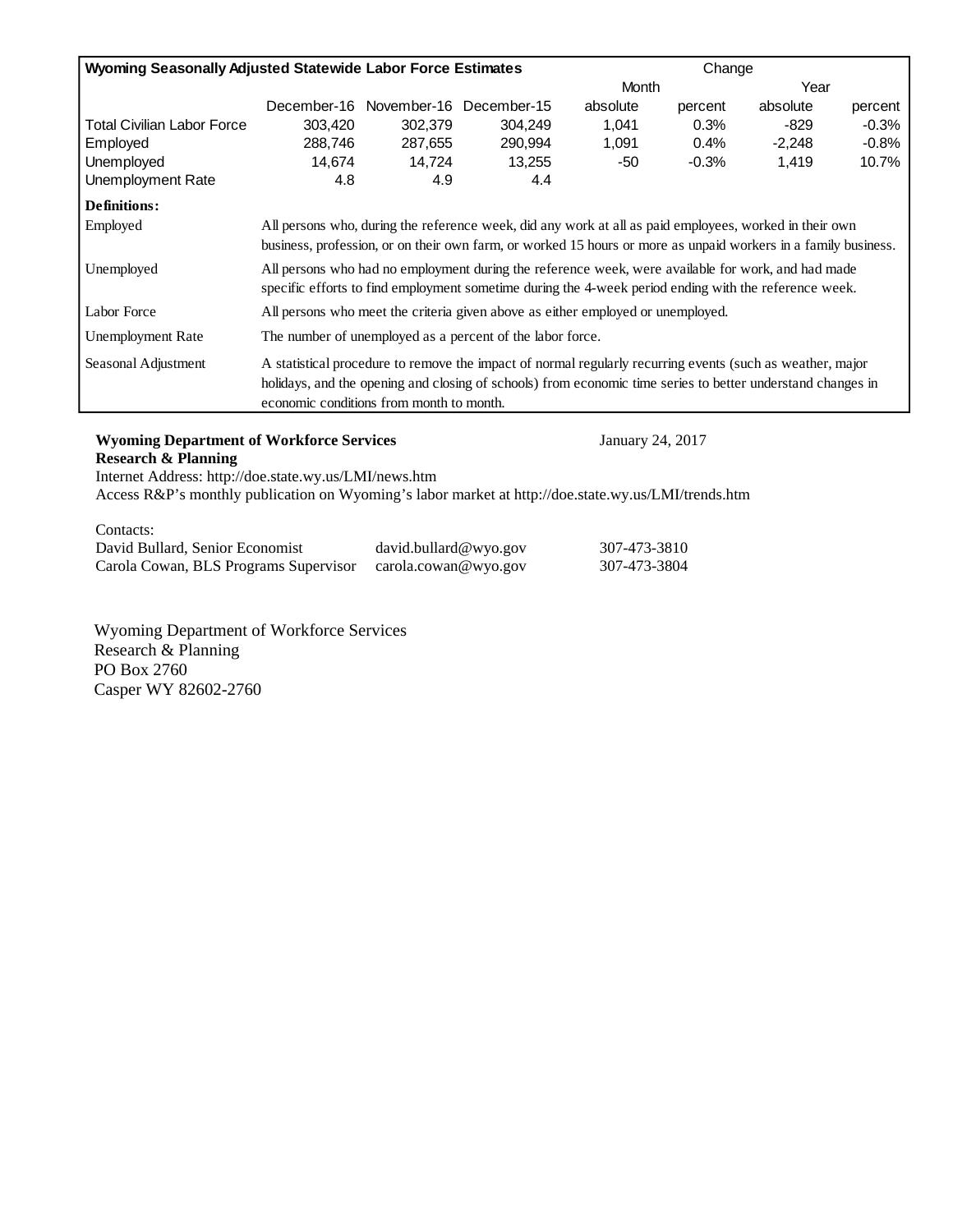| Wyoming Seasonally Adjusted Statewide Labor Force Estimates | | | | Change | | | |
|---|---|---|---|---|---|---|---|
| | | | | Month | | Year | |
| | December-16 | November-16 | December-15 | absolute | percent | absolute | percent |
| Total Civilian Labor Force | 303,420 | 302,379 | 304,249 | 1,041 | 0.3% | -829 | -0.3% |
| Employed | 288,746 | 287,655 | 290,994 | 1,091 | 0.4% | -2,248 | -0.8% |
| Unemployed | 14,674 | 14,724 | 13,255 | -50 | -0.3% | 1,419 | 10.7% |
| Unemployment Rate | 4.8 | 4.9 | 4.4 | | | | |

**Definitions:**

| | |
|---|---|
| Employed | All persons who, during the reference week, did any work at all as paid employees, worked in their own business, profession, or on their own farm, or worked 15 hours or more as unpaid workers in a family business. |
| Unemployed | All persons who had no employment during the reference week, were available for work, and had made specific efforts to find employment sometime during the 4-week period ending with the reference week. |
| Labor Force | All persons who meet the criteria given above as either employed or unemployed. |
| Unemployment Rate | The number of unemployed as a percent of the labor force. |
| Seasonal Adjustment | A statistical procedure to remove the impact of normal regularly recurring events (such as weather, major holidays, and the opening and closing of schools) from economic time series to better understand changes in economic conditions from month to month. |

**Wyoming Department of Workforce Services**
**Research & Planning**

January 24, 2017

Internet Address: http://doe.state.wy.us/LMI/news.htm
Access R&P's monthly publication on Wyoming's labor market at http://doe.state.wy.us/LMI/trends.htm

Contacts:

| | | |
|---|---|---|
| David Bullard, Senior Economist | david.bullard@wyo.gov | 307-473-3810 |
| Carola Cowan, BLS Programs Supervisor | carola.cowan@wyo.gov | 307-473-3804 |

Wyoming Department of Workforce Services
Research & Planning
PO Box 2760
Casper WY 82602-2760